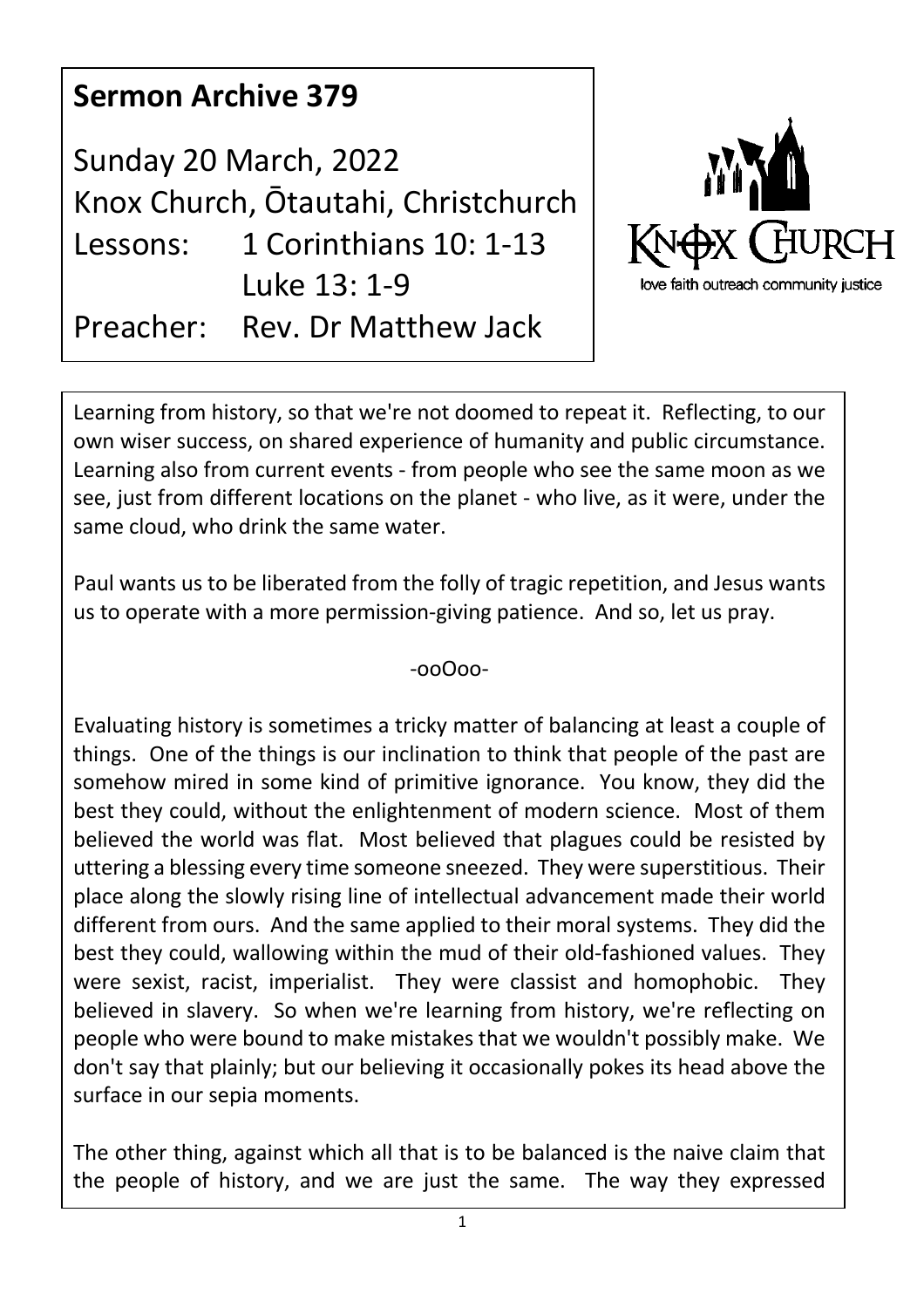# Sermon Archive 379

Sunday 20 March, 2022
Knox Church, Ōtautahi, Christchurch
Lessons: 1 Corinthians 10: 1-13
Luke 13: 1-9
Preacher: Rev. Dr Matthew Jack

Knox Church
love faith outreach community justice

Learning from history, so that we're not doomed to repeat it. Reflecting, to our own wiser success, on shared experience of humanity and public circumstance. Learning also from current events - from people who see the same moon as we see, just from different locations on the planet - who live, as it were, under the same cloud, who drink the same water.

Paul wants us to be liberated from the folly of tragic repetition, and Jesus wants us to operate with a more permission-giving patience. And so, let us pray.

-ooOoo-

Evaluating history is sometimes a tricky matter of balancing at least a couple of things. One of the things is our inclination to think that people of the past are somehow mired in some kind of primitive ignorance. You know, they did the best they could, without the enlightenment of modern science. Most of them believed the world was flat. Most believed that plagues could be resisted by uttering a blessing every time someone sneezed. They were superstitious. Their place along the slowly rising line of intellectual advancement made their world different from ours. And the same applied to their moral systems. They did the best they could, wallowing within the mud of their old-fashioned values. They were sexist, racist, imperialist. They were classist and homophobic. They believed in slavery. So when we're learning from history, we're reflecting on people who were bound to make mistakes that we wouldn't possibly make. We don't say that plainly; but our believing it occasionally pokes its head above the surface in our sepia moments.

The other thing, against which all that is to be balanced is the naive claim that the people of history, and we are just the same. The way they expressed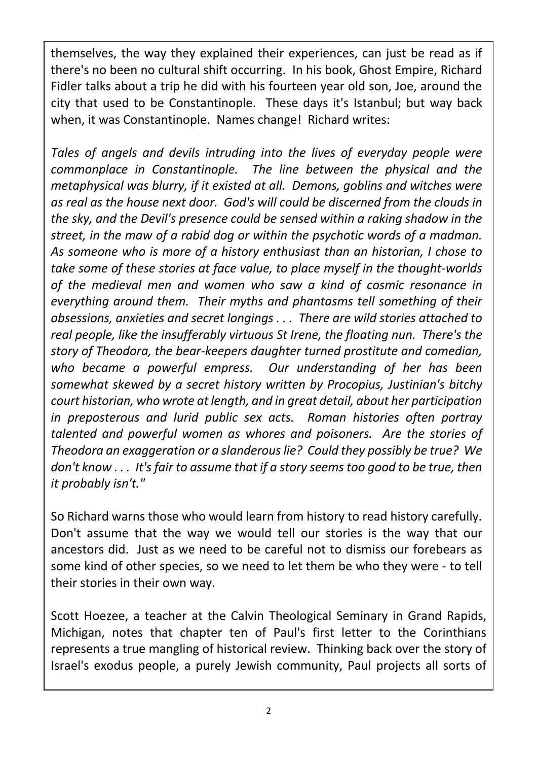themselves, the way they explained their experiences, can just be read as if there's no been no cultural shift occurring. In his book, Ghost Empire, Richard Fidler talks about a trip he did with his fourteen year old son, Joe, around the city that used to be Constantinople. These days it's Istanbul; but way back when, it was Constantinople. Names change! Richard writes:

*Tales of angels and devils intruding into the lives of everyday people were commonplace in Constantinople. The line between the physical and the metaphysical was blurry, if it existed at all. Demons, goblins and witches were as real as the house next door. God's will could be discerned from the clouds in the sky, and the Devil's presence could be sensed within a raking shadow in the street, in the maw of a rabid dog or within the psychotic words of a madman. As someone who is more of a history enthusiast than an historian, I chose to take some of these stories at face value, to place myself in the thought-worlds of the medieval men and women who saw a kind of cosmic resonance in everything around them. Their myths and phantasms tell something of their obsessions, anxieties and secret longings . . . There are wild stories attached to real people, like the insufferably virtuous St Irene, the floating nun. There's the story of Theodora, the bear-keepers daughter turned prostitute and comedian, who became a powerful empress. Our understanding of her has been somewhat skewed by a secret history written by Procopius, Justinian's bitchy court historian, who wrote at length, and in great detail, about her participation in preposterous and lurid public sex acts. Roman histories often portray talented and powerful women as whores and poisoners. Are the stories of Theodora an exaggeration or a slanderous lie? Could they possibly be true? We don't know . . . It's fair to assume that if a story seems too good to be true, then it probably isn't."*

So Richard warns those who would learn from history to read history carefully. Don't assume that the way we would tell our stories is the way that our ancestors did. Just as we need to be careful not to dismiss our forebears as some kind of other species, so we need to let them be who they were - to tell their stories in their own way.

Scott Hoezee, a teacher at the Calvin Theological Seminary in Grand Rapids, Michigan, notes that chapter ten of Paul's first letter to the Corinthians represents a true mangling of historical review. Thinking back over the story of Israel's exodus people, a purely Jewish community, Paul projects all sorts of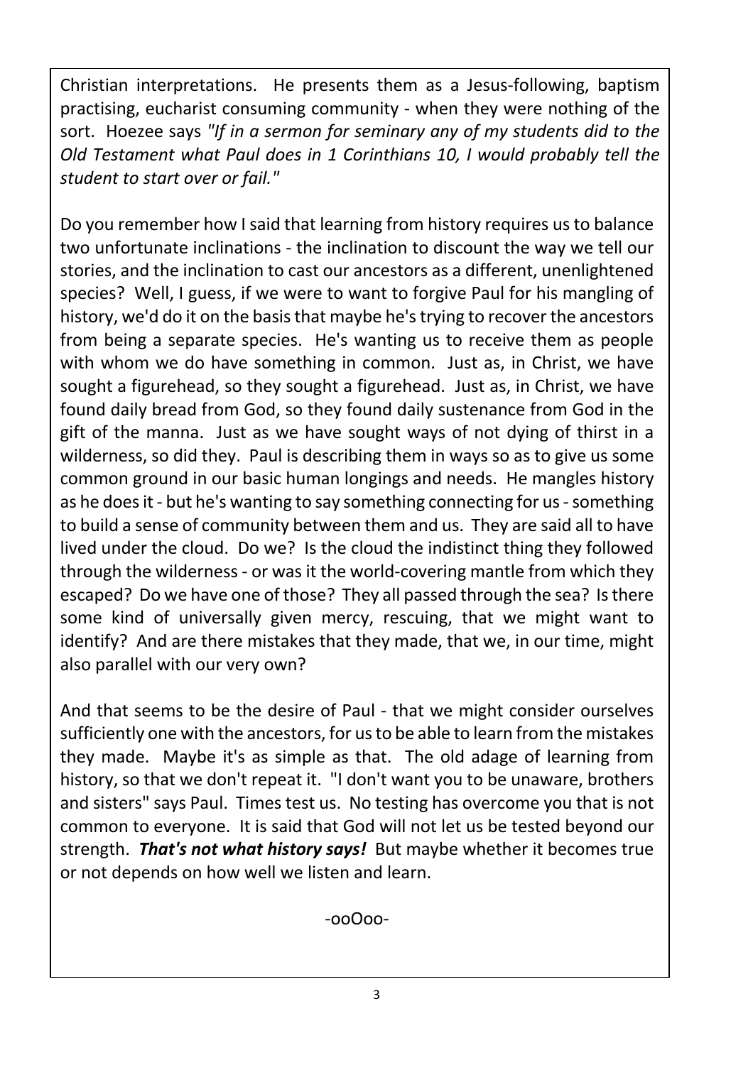Christian interpretations. He presents them as a Jesus-following, baptism practising, eucharist consuming community - when they were nothing of the sort. Hoezee says *"If in a sermon for seminary any of my students did to the Old Testament what Paul does in 1 Corinthians 10, I would probably tell the student to start over or fail."*

Do you remember how I said that learning from history requires us to balance two unfortunate inclinations - the inclination to discount the way we tell our stories, and the inclination to cast our ancestors as a different, unenlightened species? Well, I guess, if we were to want to forgive Paul for his mangling of history, we'd do it on the basis that maybe he's trying to recover the ancestors from being a separate species. He's wanting us to receive them as people with whom we do have something in common. Just as, in Christ, we have sought a figurehead, so they sought a figurehead. Just as, in Christ, we have found daily bread from God, so they found daily sustenance from God in the gift of the manna. Just as we have sought ways of not dying of thirst in a wilderness, so did they. Paul is describing them in ways so as to give us some common ground in our basic human longings and needs. He mangles history as he does it - but he's wanting to say something connecting for us - something to build a sense of community between them and us. They are said all to have lived under the cloud. Do we? Is the cloud the indistinct thing they followed through the wilderness - or was it the world-covering mantle from which they escaped? Do we have one of those? They all passed through the sea? Is there some kind of universally given mercy, rescuing, that we might want to identify? And are there mistakes that they made, that we, in our time, might also parallel with our very own?

And that seems to be the desire of Paul - that we might consider ourselves sufficiently one with the ancestors, for us to be able to learn from the mistakes they made. Maybe it's as simple as that. The old adage of learning from history, so that we don't repeat it. "I don't want you to be unaware, brothers and sisters" says Paul. Times test us. No testing has overcome you that is not common to everyone. It is said that God will not let us be tested beyond our strength. ***That's not what history says!*** But maybe whether it becomes true or not depends on how well we listen and learn.

-ooOoo-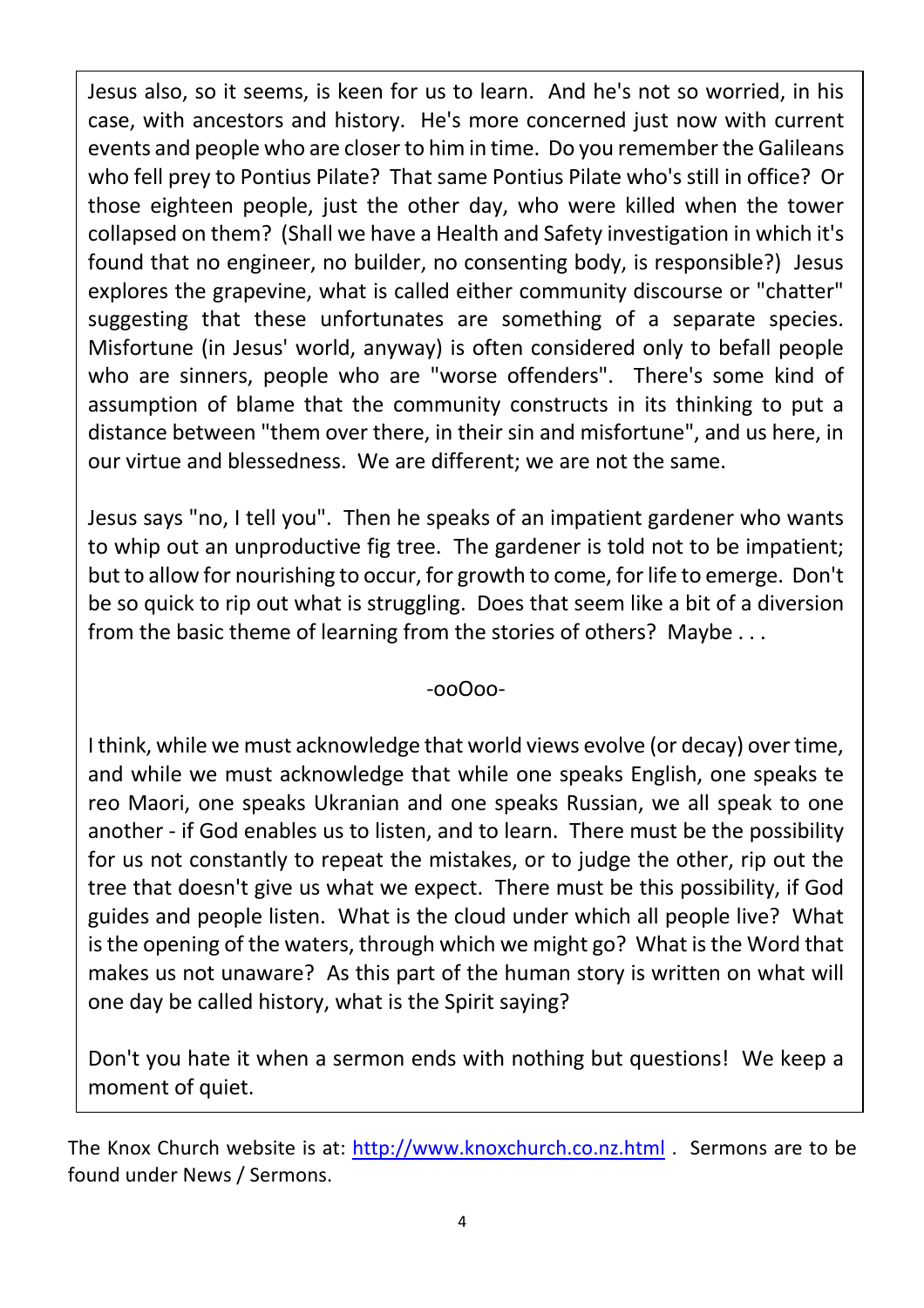Jesus also, so it seems, is keen for us to learn. And he's not so worried, in his case, with ancestors and history. He's more concerned just now with current events and people who are closer to him in time. Do you remember the Galileans who fell prey to Pontius Pilate? That same Pontius Pilate who's still in office? Or those eighteen people, just the other day, who were killed when the tower collapsed on them? (Shall we have a Health and Safety investigation in which it's found that no engineer, no builder, no consenting body, is responsible?) Jesus explores the grapevine, what is called either community discourse or "chatter" suggesting that these unfortunates are something of a separate species. Misfortune (in Jesus' world, anyway) is often considered only to befall people who are sinners, people who are "worse offenders". There's some kind of assumption of blame that the community constructs in its thinking to put a distance between "them over there, in their sin and misfortune", and us here, in our virtue and blessedness. We are different; we are not the same.

Jesus says "no, I tell you". Then he speaks of an impatient gardener who wants to whip out an unproductive fig tree. The gardener is told not to be impatient; but to allow for nourishing to occur, for growth to come, for life to emerge. Don't be so quick to rip out what is struggling. Does that seem like a bit of a diversion from the basic theme of learning from the stories of others? Maybe . . .

-ooOoo-

I think, while we must acknowledge that world views evolve (or decay) over time, and while we must acknowledge that while one speaks English, one speaks te reo Maori, one speaks Ukranian and one speaks Russian, we all speak to one another - if God enables us to listen, and to learn. There must be the possibility for us not constantly to repeat the mistakes, or to judge the other, rip out the tree that doesn't give us what we expect. There must be this possibility, if God guides and people listen. What is the cloud under which all people live? What is the opening of the waters, through which we might go? What is the Word that makes us not unaware? As this part of the human story is written on what will one day be called history, what is the Spirit saying?

Don't you hate it when a sermon ends with nothing but questions! We keep a moment of quiet.

The Knox Church website is at: http://www.knoxchurch.co.nz.html . Sermons are to be found under News / Sermons.